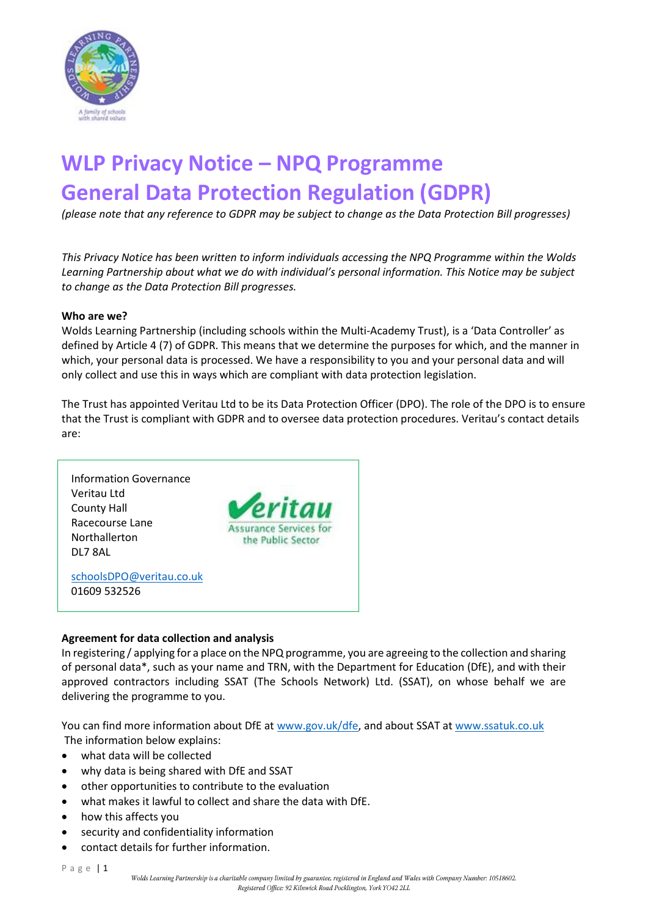# WLP Privacy Notice – NPQ Programme
# General Data Protection Regulation (GDPR)

*(please note that any reference to GDPR may be subject to change as the Data Protection Bill progresses)*

*This Privacy Notice has been written to inform individuals accessing the NPQ Programme within the Wolds Learning Partnership about what we do with individual's personal information. This Notice may be subject to change as the Data Protection Bill progresses.*

**Who are we?**

Wolds Learning Partnership (including schools within the Multi-Academy Trust), is a 'Data Controller' as defined by Article 4 (7) of GDPR. This means that we determine the purposes for which, and the manner in which, your personal data is processed. We have a responsibility to you and your personal data and will only collect and use this in ways which are compliant with data protection legislation.

The Trust has appointed Veritau Ltd to be its Data Protection Officer (DPO). The role of the DPO is to ensure that the Trust is compliant with GDPR and to oversee data protection procedures. Veritau's contact details are:

Information Governance
Veritau Ltd
County Hall
Racecourse Lane
Northallerton
DL7 8AL

schoolsDPO@veritau.co.uk
01609 532526

**Agreement for data collection and analysis**

In registering / applying for a place on the NPQ programme, you are agreeing to the collection and sharing of personal data*, such as your name and TRN, with the Department for Education (DfE), and with their approved contractors including SSAT (The Schools Network) Ltd. (SSAT), on whose behalf we are delivering the programme to you.

You can find more information about DfE at www.gov.uk/dfe, and about SSAT at www.ssatuk.co.uk

The information below explains:

- what data will be collected
- why data is being shared with DfE and SSAT
- other opportunities to contribute to the evaluation
- what makes it lawful to collect and share the data with DfE.
- how this affects you
- security and confidentiality information
- contact details for further information.

*Wolds Learning Partnership is a charitable company limited by guarantee, registered in England and Wales with Company Number: 10518602. Registered Office: 92 Kilnwick Road Pocklington, York YO42 2LL*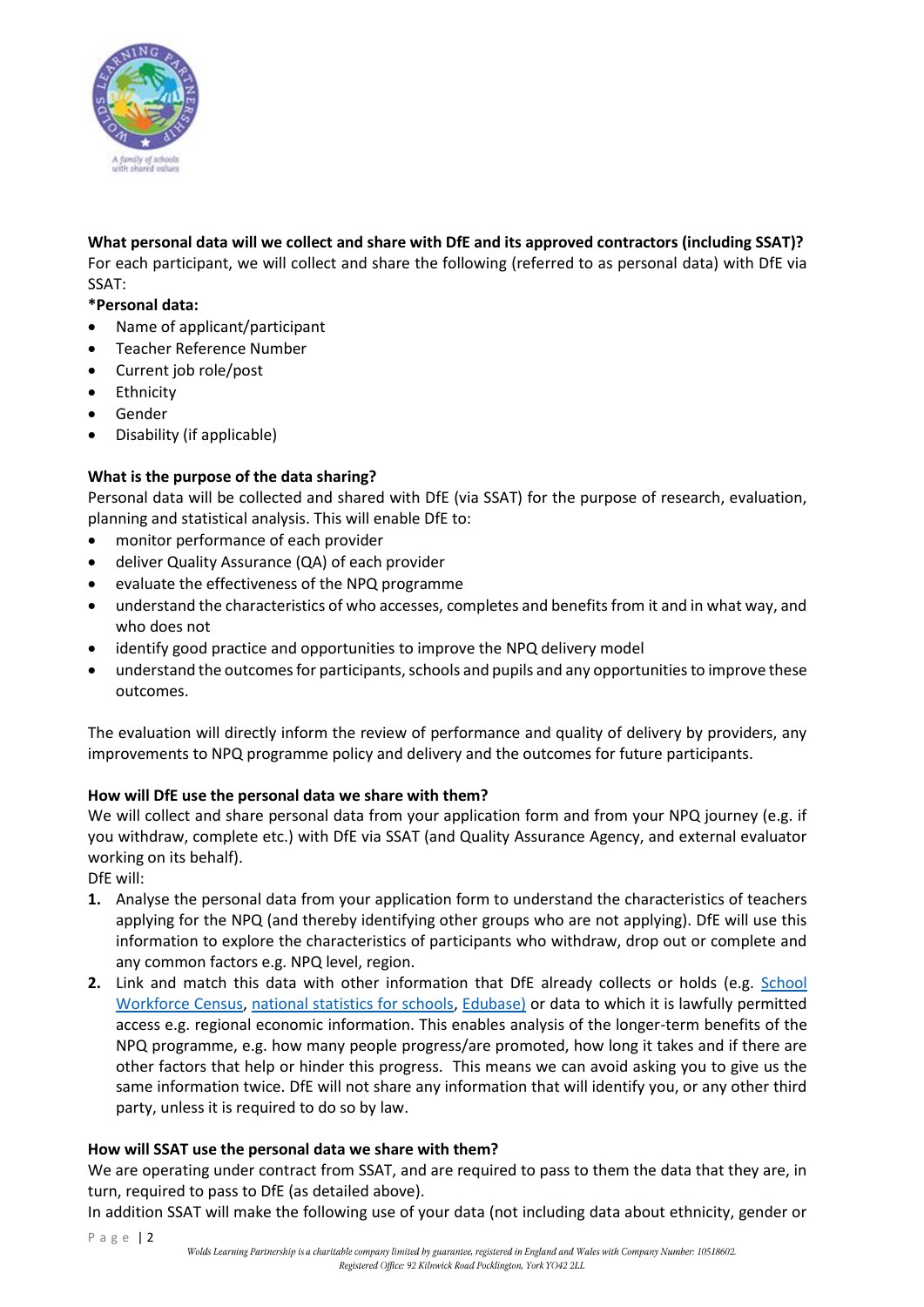**What personal data will we collect and share with DfE and its approved contractors (including SSAT)?**
For each participant, we will collect and share the following (referred to as personal data) with DfE via SSAT:

***Personal data:**

- Name of applicant/participant
- Teacher Reference Number
- Current job role/post
- Ethnicity
- Gender
- Disability (if applicable)

**What is the purpose of the data sharing?**
Personal data will be collected and shared with DfE (via SSAT) for the purpose of research, evaluation, planning and statistical analysis. This will enable DfE to:

- monitor performance of each provider
- deliver Quality Assurance (QA) of each provider
- evaluate the effectiveness of the NPQ programme
- understand the characteristics of who accesses, completes and benefits from it and in what way, and who does not
- identify good practice and opportunities to improve the NPQ delivery model
- understand the outcomes for participants, schools and pupils and any opportunities to improve these outcomes.

The evaluation will directly inform the review of performance and quality of delivery by providers, any improvements to NPQ programme policy and delivery and the outcomes for future participants.

**How will DfE use the personal data we share with them?**
We will collect and share personal data from your application form and from your NPQ journey (e.g. if you withdraw, complete etc.) with DfE via SSAT (and Quality Assurance Agency, and external evaluator working on its behalf).
DfE will:

1. Analyse the personal data from your application form to understand the characteristics of teachers applying for the NPQ (and thereby identifying other groups who are not applying). DfE will use this information to explore the characteristics of participants who withdraw, drop out or complete and any common factors e.g. NPQ level, region.
2. Link and match this data with other information that DfE already collects or holds (e.g. School Workforce Census, national statistics for schools, Edubase) or data to which it is lawfully permitted access e.g. regional economic information. This enables analysis of the longer-term benefits of the NPQ programme, e.g. how many people progress/are promoted, how long it takes and if there are other factors that help or hinder this progress. This means we can avoid asking you to give us the same information twice. DfE will not share any information that will identify you, or any other third party, unless it is required to do so by law.

**How will SSAT use the personal data we share with them?**
We are operating under contract from SSAT, and are required to pass to them the data that they are, in turn, required to pass to DfE (as detailed above).
In addition SSAT will make the following use of your data (not including data about ethnicity, gender or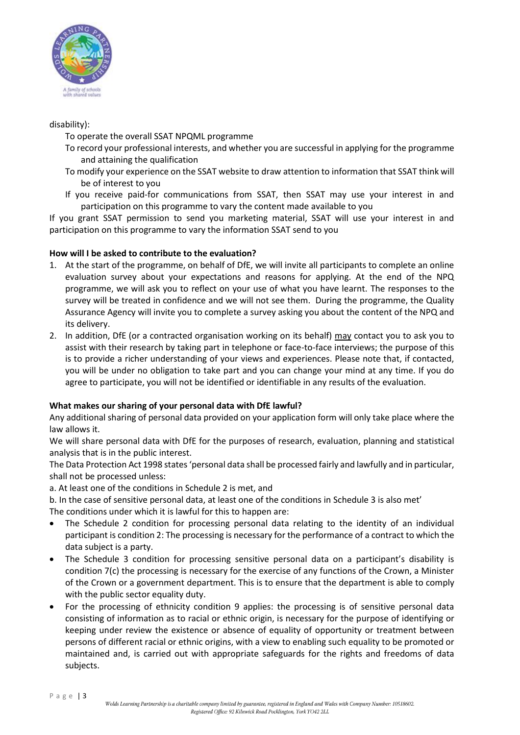disability):

- To operate the overall SSAT NPQML programme
- To record your professional interests, and whether you are successful in applying for the programme and attaining the qualification
- To modify your experience on the SSAT website to draw attention to information that SSAT think will be of interest to you
- If you receive paid-for communications from SSAT, then SSAT may use your interest in and participation on this programme to vary the content made available to you

If you grant SSAT permission to send you marketing material, SSAT will use your interest in and participation on this programme to vary the information SSAT send to you

**How will I be asked to contribute to the evaluation?**

1. At the start of the programme, on behalf of DfE, we will invite all participants to complete an online evaluation survey about your expectations and reasons for applying. At the end of the NPQ programme, we will ask you to reflect on your use of what you have learnt. The responses to the survey will be treated in confidence and we will not see them. During the programme, the Quality Assurance Agency will invite you to complete a survey asking you about the content of the NPQ and its delivery.
2. In addition, DfE (or a contracted organisation working on its behalf) <u>may</u> contact you to ask you to assist with their research by taking part in telephone or face-to-face interviews; the purpose of this is to provide a richer understanding of your views and experiences. Please note that, if contacted, you will be under no obligation to take part and you can change your mind at any time. If you do agree to participate, you will not be identified or identifiable in any results of the evaluation.

**What makes our sharing of your personal data with DfE lawful?**

Any additional sharing of personal data provided on your application form will only take place where the law allows it.

We will share personal data with DfE for the purposes of research, evaluation, planning and statistical analysis that is in the public interest.

The Data Protection Act 1998 states 'personal data shall be processed fairly and lawfully and in particular, shall not be processed unless:

a. At least one of the conditions in Schedule 2 is met, and

b. In the case of sensitive personal data, at least one of the conditions in Schedule 3 is also met'

The conditions under which it is lawful for this to happen are:

- The Schedule 2 condition for processing personal data relating to the identity of an individual participant is condition 2: The processing is necessary for the performance of a contract to which the data subject is a party.
- The Schedule 3 condition for processing sensitive personal data on a participant's disability is condition 7(c) the processing is necessary for the exercise of any functions of the Crown, a Minister of the Crown or a government department. This is to ensure that the department is able to comply with the public sector equality duty.
- For the processing of ethnicity condition 9 applies: the processing is of sensitive personal data consisting of information as to racial or ethnic origin, is necessary for the purpose of identifying or keeping under review the existence or absence of equality of opportunity or treatment between persons of different racial or ethnic origins, with a view to enabling such equality to be promoted or maintained and, is carried out with appropriate safeguards for the rights and freedoms of data subjects.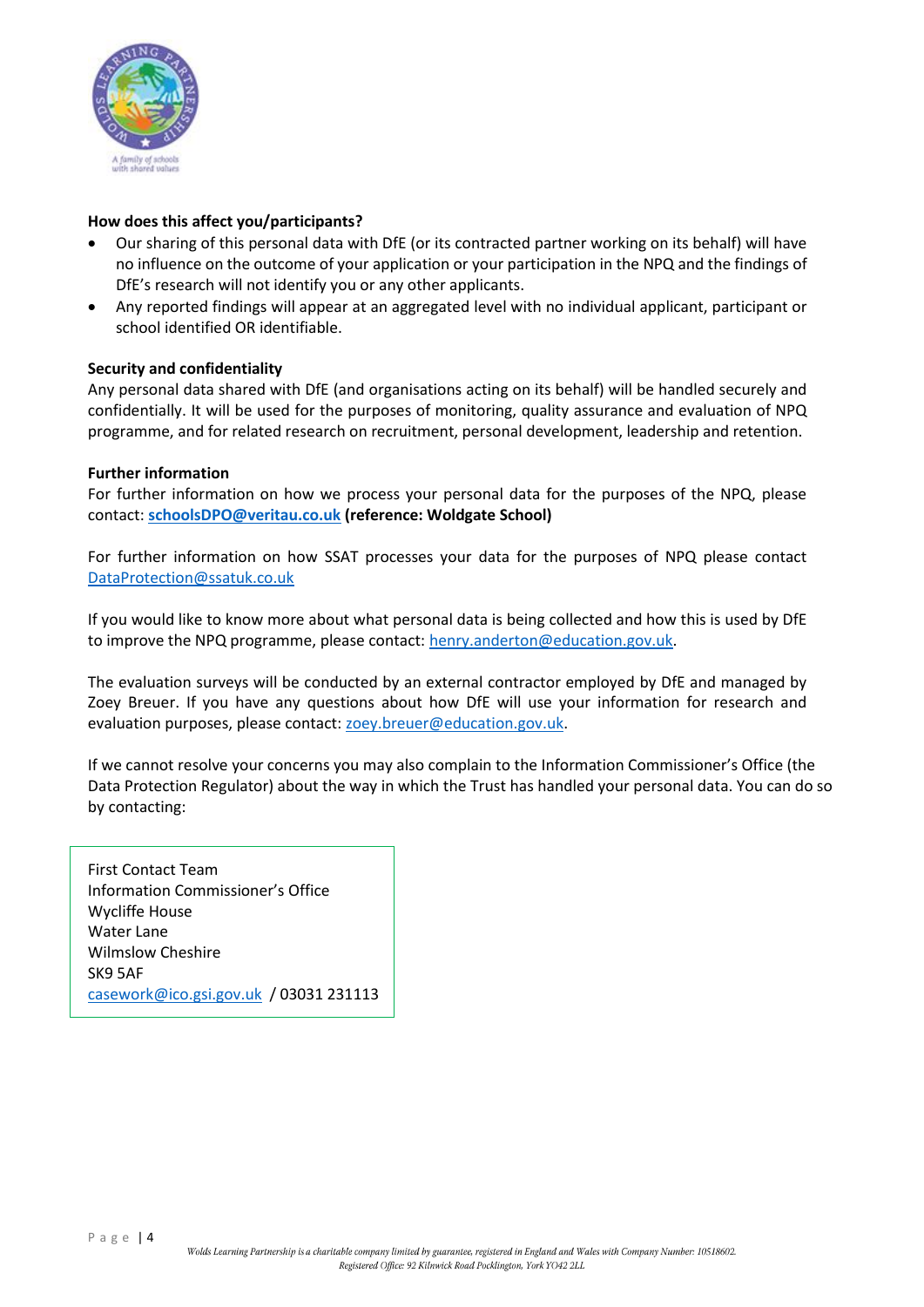**How does this affect you/participants?**

- Our sharing of this personal data with DfE (or its contracted partner working on its behalf) will have no influence on the outcome of your application or your participation in the NPQ and the findings of DfE's research will not identify you or any other applicants.
- Any reported findings will appear at an aggregated level with no individual applicant, participant or school identified OR identifiable.

**Security and confidentiality**

Any personal data shared with DfE (and organisations acting on its behalf) will be handled securely and confidentially. It will be used for the purposes of monitoring, quality assurance and evaluation of NPQ programme, and for related research on recruitment, personal development, leadership and retention.

**Further information**

For further information on how we process your personal data for the purposes of the NPQ, please contact: **schoolsDPO@veritau.co.uk** **(reference: Woldgate School)**

For further information on how SSAT processes your data for the purposes of NPQ please contact DataProtection@ssatuk.co.uk

If you would like to know more about what personal data is being collected and how this is used by DfE to improve the NPQ programme, please contact: henry.anderton@education.gov.uk.

The evaluation surveys will be conducted by an external contractor employed by DfE and managed by Zoey Breuer. If you have any questions about how DfE will use your information for research and evaluation purposes, please contact: zoey.breuer@education.gov.uk.

If we cannot resolve your concerns you may also complain to the Information Commissioner's Office (the Data Protection Regulator) about the way in which the Trust has handled your personal data. You can do so by contacting:

First Contact Team
Information Commissioner's Office
Wycliffe House
Water Lane
Wilmslow Cheshire
SK9 5AF
casework@ico.gsi.gov.uk / 03031 231113

*Wolds Learning Partnership is a charitable company limited by guarantee, registered in England and Wales with Company Number: 10518602. Registered Office: 92 Kilnwick Road Pocklington, York YO42 2LL*